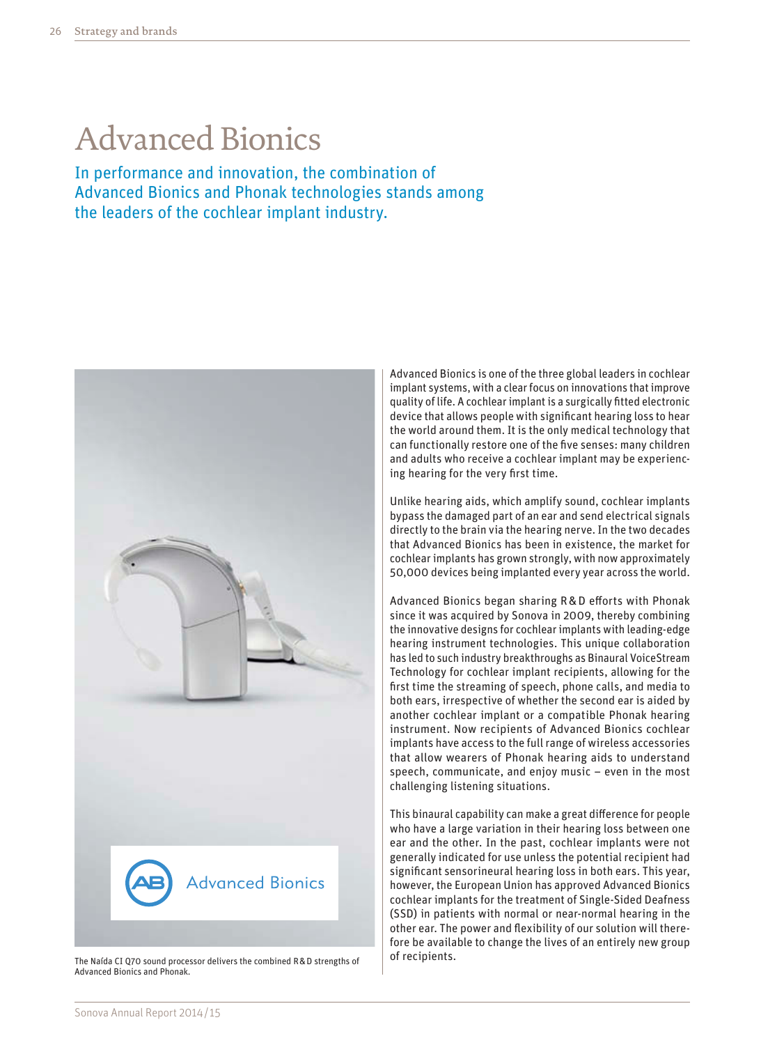# Advanced Bionics

## In performance and innovation, the combination of Advanced Bionics and Phonak technologies stands among the leaders of the cochlear implant industry.

The Naída CI Q70 sound processor delivers the combined R&D strengths of Advanced Bionics and Phonak.

Advanced Bionics is one of the three global leaders in cochlear implant systems, with a clear focus on innovations that improve quality of life. A cochlear implant is a surgically fitted electronic device that allows people with significant hearing loss to hear the world around them. It is the only medical technology that can functionally restore one of the five senses: many children and adults who receive a cochlear implant may be experiencing hearing for the very first time.

Unlike hearing aids, which amplify sound, cochlear implants bypass the damaged part of an ear and send electrical signals directly to the brain via the hearing nerve. In the two decades that Advanced Bionics has been in existence, the market for cochlear implants has grown strongly, with now approximately 50,000 devices being implanted every year across the world.

Advanced Bionics began sharing R&D efforts with Phonak since it was acquired by Sonova in 2009, thereby combining the innovative designs for cochlear implants with leading-edge hearing instrument technologies. This unique collaboration has led to such industry breakthroughs as Binaural VoiceStream Technology for cochlear implant recipients, allowing for the first time the streaming of speech, phone calls, and media to both ears, irrespective of whether the second ear is aided by another cochlear implant or a compatible Phonak hearing instrument. Now recipients of Advanced Bionics cochlear implants have access to the full range of wireless accessories that allow wearers of Phonak hearing aids to understand speech, communicate, and enjoy music – even in the most challenging listening situations.

This binaural capability can make a great difference for people who have a large variation in their hearing loss between one ear and the other. In the past, cochlear implants were not generally indicated for use unless the potential recipient had significant sensorineural hearing loss in both ears. This year, however, the European Union has approved Advanced Bionics cochlear implants for the treatment of Single-Sided Deafness (SSD) in patients with normal or near-normal hearing in the other ear. The power and flexibility of our solution will therefore be available to change the lives of an entirely new group of recipients.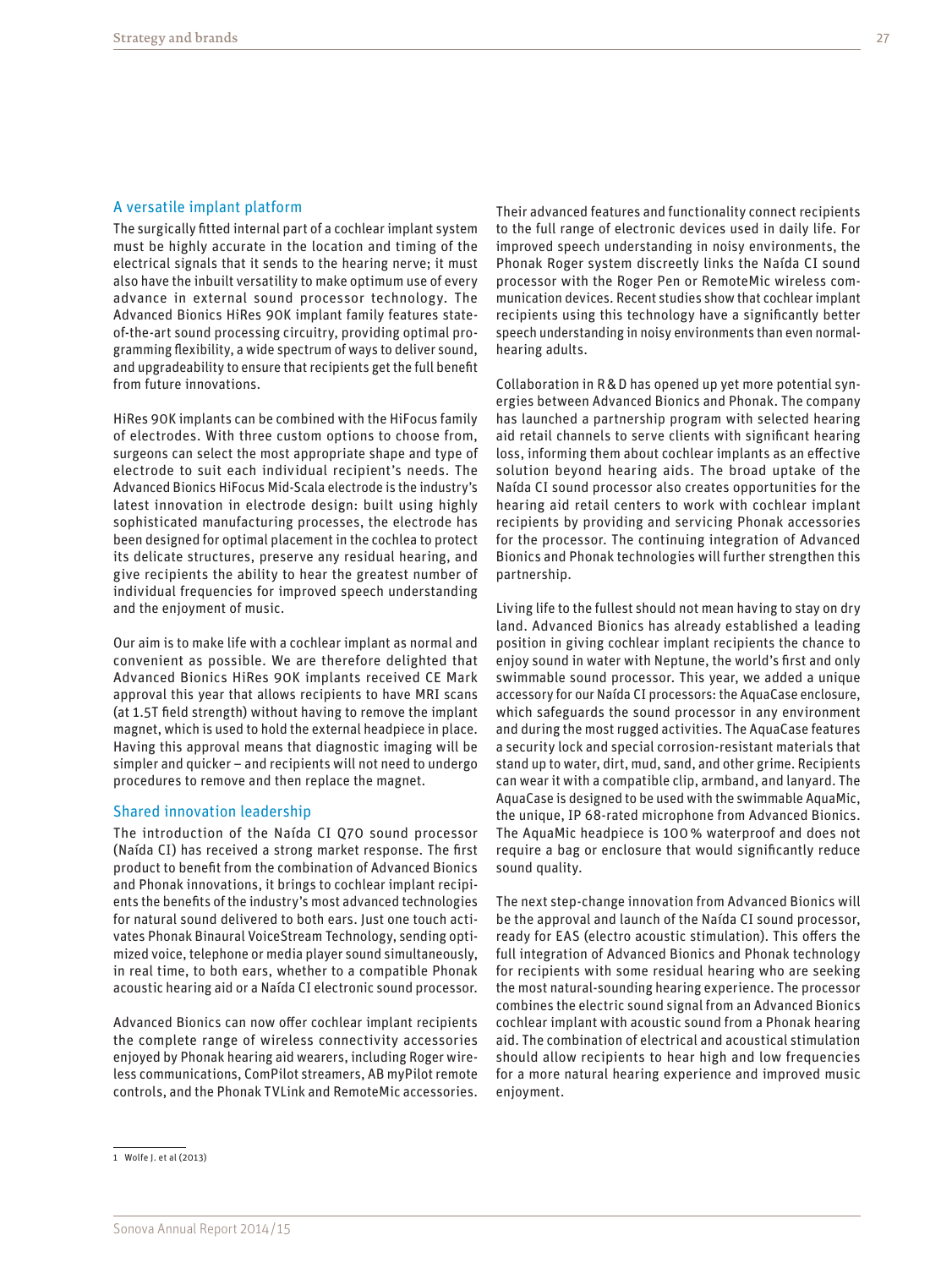## A versatile implant platform

The surgically fitted internal part of a cochlear implant system must be highly accurate in the location and timing of the electrical signals that it sends to the hearing nerve; it must also have the inbuilt versatility to make optimum use of every advance in external sound processor technology. The Advanced Bionics HiRes 90K implant family features state-of-the-art sound processing circuitry, providing optimal programming flexibility, a wide spectrum of ways to deliver sound, and upgradeability to ensure that recipients get the full benefit from future innovations.

HiRes 90K implants can be combined with the HiFocus family of electrodes. With three custom options to choose from, surgeons can select the most appropriate shape and type of electrode to suit each individual recipient's needs. The Advanced Bionics HiFocus Mid-Scala electrode is the industry's latest innovation in electrode design: built using highly sophisticated manufacturing processes, the electrode has been designed for optimal placement in the cochlea to protect its delicate structures, preserve any residual hearing, and give recipients the ability to hear the greatest number of individual frequencies for improved speech understanding and the enjoyment of music.

Our aim is to make life with a cochlear implant as normal and convenient as possible. We are therefore delighted that Advanced Bionics HiRes 90K implants received CE Mark approval this year that allows recipients to have MRI scans (at 1.5T field strength) without having to remove the implant magnet, which is used to hold the external headpiece in place. Having this approval means that diagnostic imaging will be simpler and quicker – and recipients will not need to undergo procedures to remove and then replace the magnet.

## Shared innovation leadership

The introduction of the Naída CI Q70 sound processor (Naída CI) has received a strong market response. The first product to benefit from the combination of Advanced Bionics and Phonak innovations, it brings to cochlear implant recipients the benefits of the industry's most advanced technologies for natural sound delivered to both ears. Just one touch activates Phonak Binaural VoiceStream Technology, sending optimized voice, telephone or media player sound simultaneously, in real time, to both ears, whether to a compatible Phonak acoustic hearing aid or a Naída CI electronic sound processor.

Advanced Bionics can now offer cochlear implant recipients the complete range of wireless connectivity accessories enjoyed by Phonak hearing aid wearers, including Roger wireless communications, ComPilot streamers, AB myPilot remote controls, and the Phonak TVLink and RemoteMic accessories. Their advanced features and functionality connect recipients to the full range of electronic devices used in daily life. For improved speech understanding in noisy environments, the Phonak Roger system discreetly links the Naída CI sound processor with the Roger Pen or RemoteMic wireless communication devices. Recent studies show that cochlear implant recipients using this technology have a significantly better speech understanding in noisy environments than even normal-hearing adults.

Collaboration in R&D has opened up yet more potential synergies between Advanced Bionics and Phonak. The company has launched a partnership program with selected hearing aid retail channels to serve clients with significant hearing loss, informing them about cochlear implants as an effective solution beyond hearing aids. The broad uptake of the Naída CI sound processor also creates opportunities for the hearing aid retail centers to work with cochlear implant recipients by providing and servicing Phonak accessories for the processor. The continuing integration of Advanced Bionics and Phonak technologies will further strengthen this partnership.

Living life to the fullest should not mean having to stay on dry land. Advanced Bionics has already established a leading position in giving cochlear implant recipients the chance to enjoy sound in water with Neptune, the world's first and only swimmable sound processor. This year, we added a unique accessory for our Naída CI processors: the AquaCase enclosure, which safeguards the sound processor in any environment and during the most rugged activities. The AquaCase features a security lock and special corrosion-resistant materials that stand up to water, dirt, mud, sand, and other grime. Recipients can wear it with a compatible clip, armband, and lanyard. The AquaCase is designed to be used with the swimmable AquaMic, the unique, IP 68-rated microphone from Advanced Bionics. The AquaMic headpiece is 100% waterproof and does not require a bag or enclosure that would significantly reduce sound quality.

The next step-change innovation from Advanced Bionics will be the approval and launch of the Naída CI sound processor, ready for EAS (electro acoustic stimulation). This offers the full integration of Advanced Bionics and Phonak technology for recipients with some residual hearing who are seeking the most natural-sounding hearing experience. The processor combines the electric sound signal from an Advanced Bionics cochlear implant with acoustic sound from a Phonak hearing aid. The combination of electrical and acoustical stimulation should allow recipients to hear high and low frequencies for a more natural hearing experience and improved music enjoyment.

---

1 Wolfe J. et al (2013)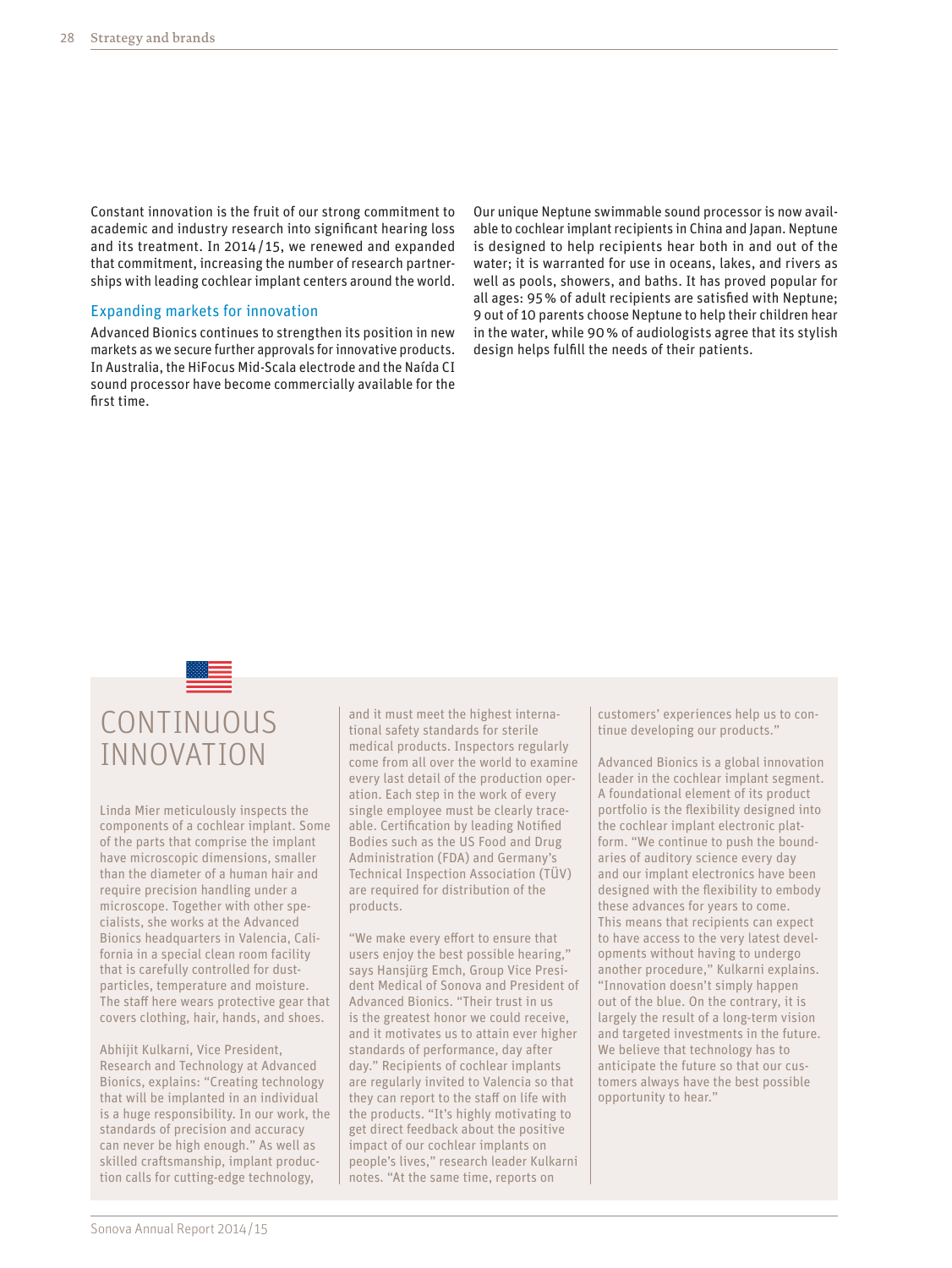Constant innovation is the fruit of our strong commitment to academic and industry research into significant hearing loss and its treatment. In 2014/15, we renewed and expanded that commitment, increasing the number of research partnerships with leading cochlear implant centers around the world.

## Expanding markets for innovation

Advanced Bionics continues to strengthen its position in new markets as we secure further approvals for innovative products. In Australia, the HiFocus Mid-Scala electrode and the Naída CI sound processor have become commercially available for the first time.

Our unique Neptune swimmable sound processor is now available to cochlear implant recipients in China and Japan. Neptune is designed to help recipients hear both in and out of the water; it is warranted for use in oceans, lakes, and rivers as well as pools, showers, and baths. It has proved popular for all ages: 95% of adult recipients are satisfied with Neptune; 9 out of 10 parents choose Neptune to help their children hear in the water, while 90% of audiologists agree that its stylish design helps fulfill the needs of their patients.

## CONTINUOUS INNOVATION

Linda Mier meticulously inspects the components of a cochlear implant. Some of the parts that comprise the implant have microscopic dimensions, smaller than the diameter of a human hair and require precision handling under a microscope. Together with other specialists, she works at the Advanced Bionics headquarters in Valencia, California in a special clean room facility that is carefully controlled for dust-particles, temperature and moisture. The staff here wears protective gear that covers clothing, hair, hands, and shoes.

Abhijit Kulkarni, Vice President, Research and Technology at Advanced Bionics, explains: "Creating technology that will be implanted in an individual is a huge responsibility. In our work, the standards of precision and accuracy can never be high enough." As well as skilled craftsmanship, implant production calls for cutting-edge technology, and it must meet the highest international safety standards for sterile medical products. Inspectors regularly come from all over the world to examine every last detail of the production operation. Each step in the work of every single employee must be clearly traceable. Certification by leading Notified Bodies such as the US Food and Drug Administration (FDA) and Germany's Technical Inspection Association (TÜV) are required for distribution of the products.

"We make every effort to ensure that users enjoy the best possible hearing," says Hansjürg Emch, Group Vice President Medical of Sonova and President of Advanced Bionics. "Their trust in us is the greatest honor we could receive, and it motivates us to attain ever higher standards of performance, day after day." Recipients of cochlear implants are regularly invited to Valencia so that they can report to the staff on life with the products. "It's highly motivating to get direct feedback about the positive impact of our cochlear implants on people's lives," research leader Kulkarni notes. "At the same time, reports on customers' experiences help us to continue developing our products."

Advanced Bionics is a global innovation leader in the cochlear implant segment. A foundational element of its product portfolio is the flexibility designed into the cochlear implant electronic platform. "We continue to push the boundaries of auditory science every day and our implant electronics have been designed with the flexibility to embody these advances for years to come. This means that recipients can expect to have access to the very latest developments without having to undergo another procedure," Kulkarni explains. "Innovation doesn't simply happen out of the blue. On the contrary, it is largely the result of a long-term vision and targeted investments in the future. We believe that technology has to anticipate the future so that our customers always have the best possible opportunity to hear."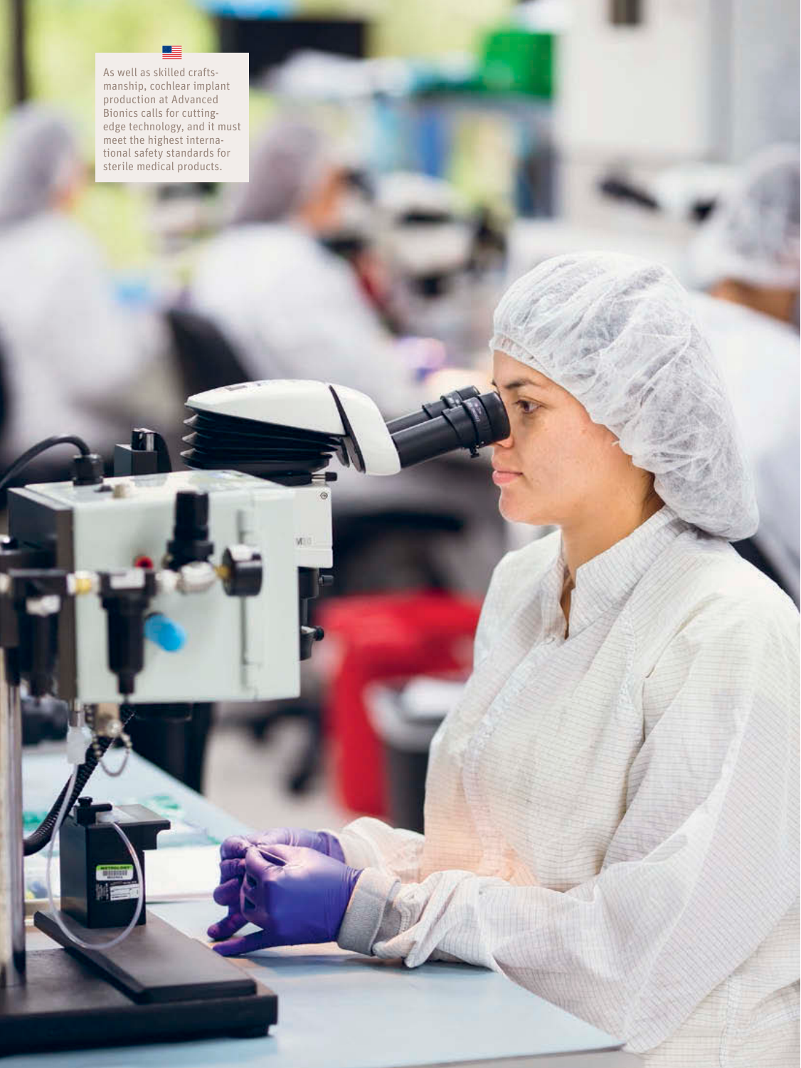As well as skilled craftsmanship, cochlear implant production at Advanced Bionics calls for cutting-edge technology, and it must meet the highest international safety standards for sterile medical products.